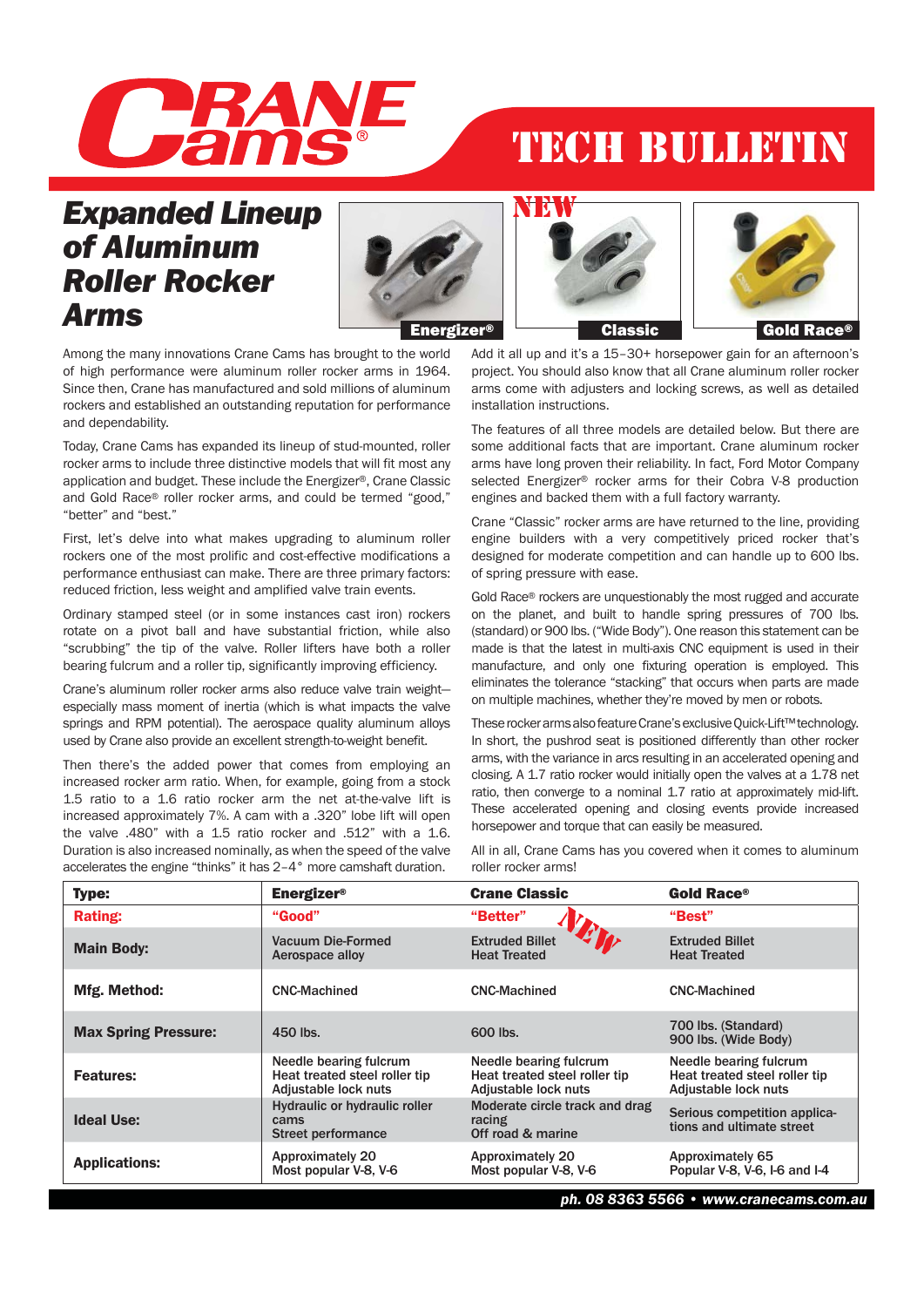# TECH BULLETIN

## Expanded Lineup of Aluminum Roller Rocker Arms

Energizer® | NEW Classic | Gold Race®

Among the many innovations Crane Cams has brought to the world of high performance were aluminum roller rocker arms in 1964. Since then, Crane has manufactured and sold millions of aluminum rockers and established an outstanding reputation for performance and dependability.

Today, Crane Cams has expanded its lineup of stud-mounted, roller rocker arms to include three distinctive models that will fit most any application and budget. These include the Energizer®, Crane Classic and Gold Race® roller rocker arms, and could be termed "good," "better" and "best."

First, let's delve into what makes upgrading to aluminum roller rockers one of the most prolific and cost-effective modifications a performance enthusiast can make. There are three primary factors: reduced friction, less weight and amplified valve train events.

Ordinary stamped steel (or in some instances cast iron) rockers rotate on a pivot ball and have substantial friction, while also "scrubbing" the tip of the valve. Roller lifters have both a roller bearing fulcrum and a roller tip, significantly improving efficiency.

Crane's aluminum roller rocker arms also reduce valve train weight—especially mass moment of inertia (which is what impacts the valve springs and RPM potential). The aerospace quality aluminum alloys used by Crane also provide an excellent strength-to-weight benefit.

Then there's the added power that comes from employing an increased rocker arm ratio. When, for example, going from a stock 1.5 ratio to a 1.6 ratio rocker arm the net at-the-valve lift is increased approximately 7%. A cam with a .320" lobe lift will open the valve .480" with a 1.5 ratio rocker and .512" with a 1.6. Duration is also increased nominally, as when the speed of the valve accelerates the engine "thinks" it has 2–4° more camshaft duration.

Add it all up and it's a 15–30+ horsepower gain for an afternoon's project. You should also know that all Crane aluminum roller rocker arms come with adjusters and locking screws, as well as detailed installation instructions.

The features of all three models are detailed below. But there are some additional facts that are important. Crane aluminum roller rocker arms have long proven their reliability. In fact, Ford Motor Company selected Energizer® rocker arms for their Cobra V-8 production engines and backed them with a full factory warranty.

Crane "Classic" rocker arms are have returned to the line, providing engine builders with a very competitively priced rocker that's designed for moderate competition and can handle up to 600 lbs. of spring pressure with ease.

Gold Race® rockers are unquestionably the most rugged and accurate on the planet, and built to handle spring pressures of 700 lbs. (standard) or 900 lbs. ("Wide Body"). One reason this statement can be made is that the latest in multi-axis CNC equipment is used in their manufacture, and only one fixturing operation is employed. This eliminates the tolerance "stacking" that occurs when parts are made on multiple machines, whether they're moved by men or robots.

These rocker arms also feature Crane's exclusive Quick-Lift™ technology. In short, the pushrod seat is positioned differently than other rocker arms, with the variance in arcs resulting in an accelerated opening and closing. A 1.7 ratio rocker would initially open the valves at a 1.78 net ratio, then converge to a nominal 1.7 ratio at approximately mid-lift. These accelerated opening and closing events provide increased horsepower and torque that can easily be measured.

All in all, Crane Cams has you covered when it comes to aluminum roller rocker arms!

| Type: | Energizer® | Crane Classic | Gold Race® |
|---|---|---|---|
| Rating: | "Good" | "Better" NEW | "Best" |
| Main Body: | Vacuum Die-Formed Aerospace alloy | Extruded Billet Heat Treated | Extruded Billet Heat Treated |
| Mfg. Method: | CNC-Machined | CNC-Machined | CNC-Machined |
| Max Spring Pressure: | 450 lbs. | 600 lbs. | 700 lbs. (Standard)<br>900 lbs. (Wide Body) |
| Features: | Needle bearing fulcrum<br>Heat treated steel roller tip<br>Adjustable lock nuts | Needle bearing fulcrum<br>Heat treated steel roller tip<br>Adjustable lock nuts | Needle bearing fulcrum<br>Heat treated steel roller tip<br>Adjustable lock nuts |
| Ideal Use: | Hydraulic or hydraulic roller cams<br>Street performance | Moderate circle track and drag racing<br>Off road & marine | Serious competition applications and ultimate street |
| Applications: | Approximately 20<br>Most popular V-8, V-6 | Approximately 20<br>Most popular V-8, V-6 | Approximately 65<br>Popular V-8, V-6, I-6 and I-4 |

ph. 08 8363 5566 • www.cranecams.com.au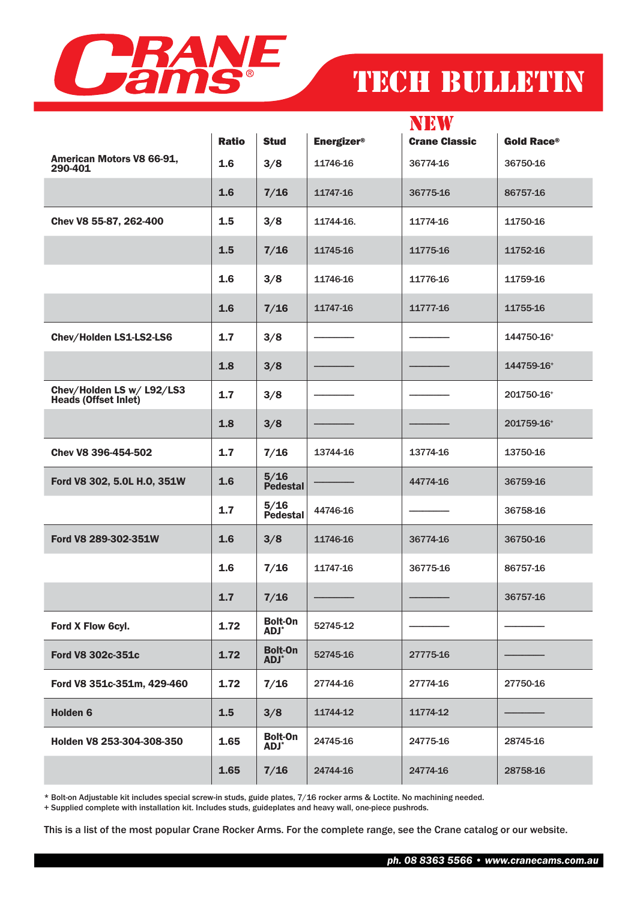# CRANE Cams®

# TECH BULLETIN

| | Ratio | Stud | Energizer® | NEW Crane Classic | Gold Race® |
|---|---|---|---|---|---|
| American Motors V8 66-91, 290-401 | 1.6 | 3/8 | 11746-16 | 36774-16 | 36750-16 |
| | 1.6 | 7/16 | 11747-16 | 36775-16 | 86757-16 |
| Chev V8 55-87, 262-400 | 1.5 | 3/8 | 11744-16. | 11774-16 | 11750-16 |
| | 1.5 | 7/16 | 11745-16 | 11775-16 | 11752-16 |
| | 1.6 | 3/8 | 11746-16 | 11776-16 | 11759-16 |
| | 1.6 | 7/16 | 11747-16 | 11777-16 | 11755-16 |
| Chev/Holden LS1-LS2-LS6 | 1.7 | 3/8 | ———— | ———— | 144750-16+ |
| | 1.8 | 3/8 | ———— | ———— | 144759-16+ |
| Chev/Holden LS w/ L92/LS3 Heads (Offset Inlet) | 1.7 | 3/8 | ———— | ———— | 201750-16+ |
| | 1.8 | 3/8 | ———— | ———— | 201759-16+ |
| Chev V8 396-454-502 | 1.7 | 7/16 | 13744-16 | 13774-16 | 13750-16 |
| Ford V8 302, 5.0L H.O, 351W | 1.6 | 5/16 Pedestal | ———— | 44774-16 | 36759-16 |
| | 1.7 | 5/16 Pedestal | 44746-16 | ———— | 36758-16 |
| Ford V8 289-302-351W | 1.6 | 3/8 | 11746-16 | 36774-16 | 36750-16 |
| | 1.6 | 7/16 | 11747-16 | 36775-16 | 86757-16 |
| | 1.7 | 7/16 | ———— | ———— | 36757-16 |
| Ford X Flow 6cyl. | 1.72 | Bolt-On ADJ* | 52745-12 | ———— | ———— |
| Ford V8 302c-351c | 1.72 | Bolt-On ADJ* | 52745-16 | 27775-16 | ———— |
| Ford V8 351c-351m, 429-460 | 1.72 | 7/16 | 27744-16 | 27774-16 | 27750-16 |
| Holden 6 | 1.5 | 3/8 | 11744-12 | 11774-12 | ———— |
| Holden V8 253-304-308-350 | 1.65 | Bolt-On ADJ* | 24745-16 | 24775-16 | 28745-16 |
| | 1.65 | 7/16 | 24744-16 | 24774-16 | 28758-16 |

* Bolt-on Adjustable kit includes special screw-in studs, guide plates, 7/16 rocker arms & Loctite. No machining needed.
+ Supplied complete with installation kit. Includes studs, guideplates and heavy wall, one-piece pushrods.

This is a list of the most popular Crane Rocker Arms. For the complete range, see the Crane catalog or our website.

*ph. 08 8363 5566 • www.cranecams.com.au*